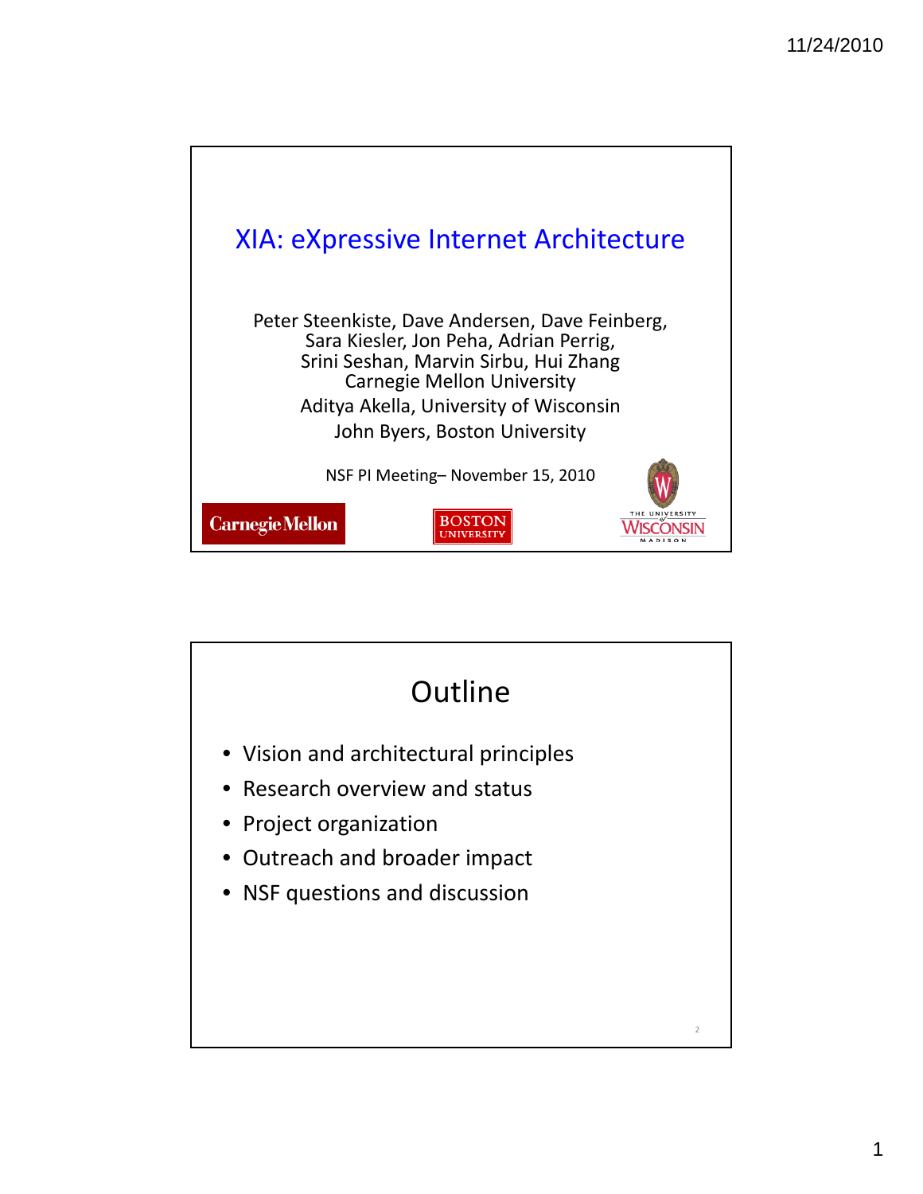# XIA: eXpressive Internet Architecture

Peter Steenkiste, Dave Andersen, Dave Feinberg, Sara Kiesler, Jon Peha, Adrian Perrig, Srini Seshan, Marvin Sirbu, Hui Zhang
Carnegie Mellon University

Aditya Akella, University of Wisconsin

John Byers, Boston University

NSF PI Meeting– November 15, 2010

Carnegie Mellon | BOSTON UNIVERSITY | THE UNIVERSITY of WISCONSIN MADISON

## Outline

- Vision and architectural principles
- Research overview and status
- Project organization
- Outreach and broader impact
- NSF questions and discussion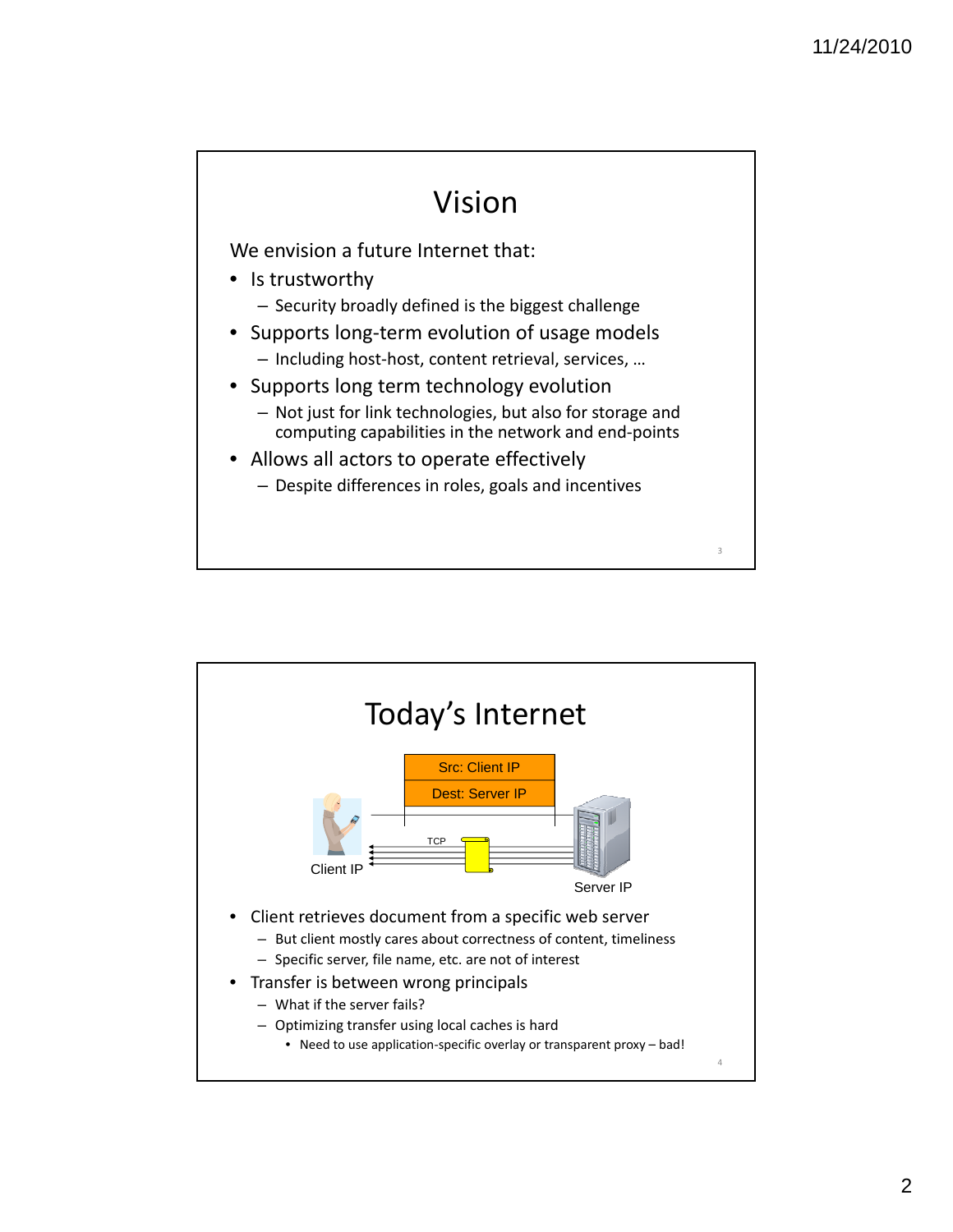# Vision

We envision a future Internet that:

- Is trustworthy
  - Security broadly defined is the biggest challenge
- Supports long-term evolution of usage models
  - Including host-host, content retrieval, services, …
- Supports long term technology evolution
  - Not just for link technologies, but also for storage and computing capabilities in the network and end-points
- Allows all actors to operate effectively
  - Despite differences in roles, goals and incentives

# Today's Internet

Src: Client IP

Dest: Server IP

TCP

Client IP

Server IP

- Client retrieves document from a specific web server
  - But client mostly cares about correctness of content, timeliness
  - Specific server, file name, etc. are not of interest
- Transfer is between wrong principals
  - What if the server fails?
  - Optimizing transfer using local caches is hard
    - Need to use application-specific overlay or transparent proxy – bad!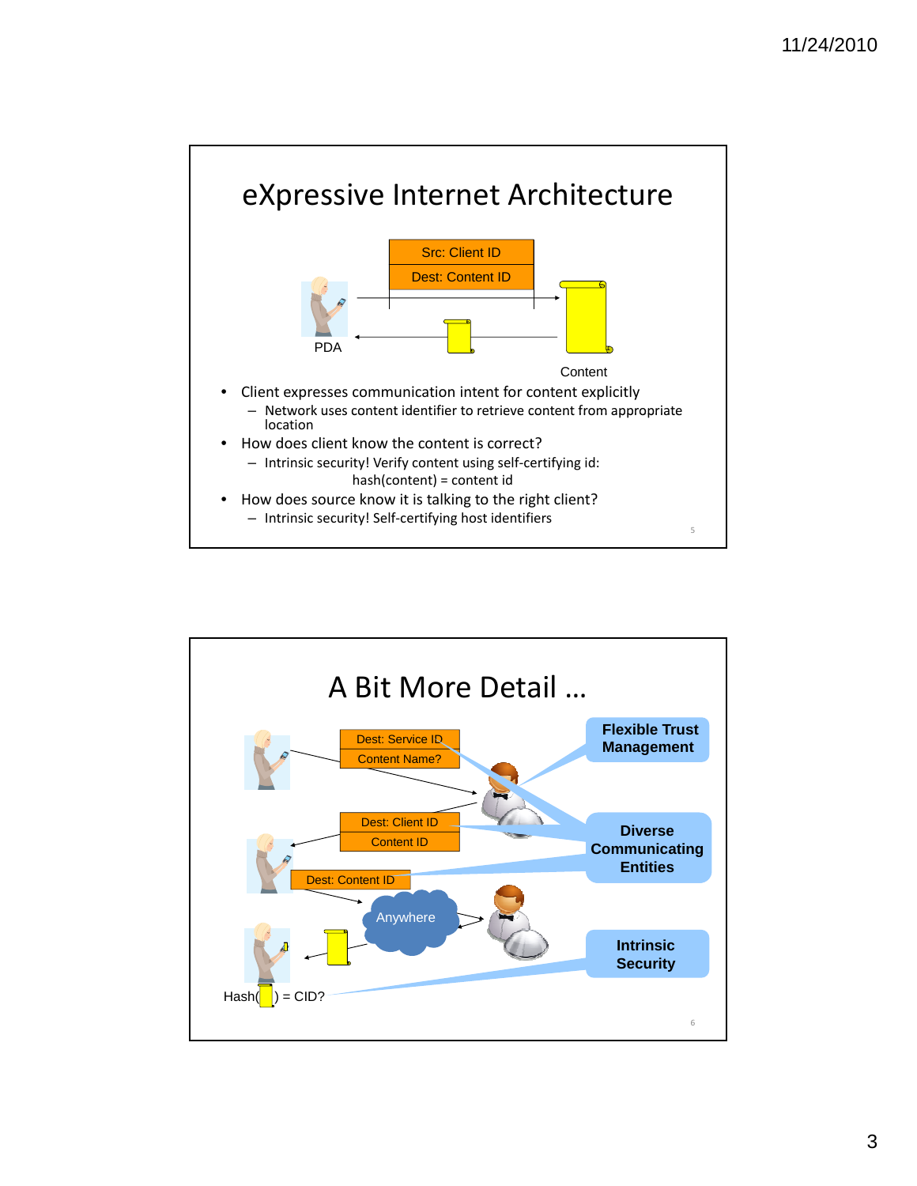# eXpressive Internet Architecture

Src: Client ID

Dest: Content ID

PDA

Content

- Client expresses communication intent for content explicitly
  - Network uses content identifier to retrieve content from appropriate location
- How does client know the content is correct?
  - Intrinsic security! Verify content using self-certifying id: hash(content) = content id
- How does source know it is talking to the right client?
  - Intrinsic security! Self-certifying host identifiers

# A Bit More Detail …

Dest: Service ID

Content Name?

Dest: Client ID

Content ID

Dest: Content ID

Anywhere

Hash( ) = CID?

**Flexible Trust Management**

**Diverse Communicating Entities**

**Intrinsic Security**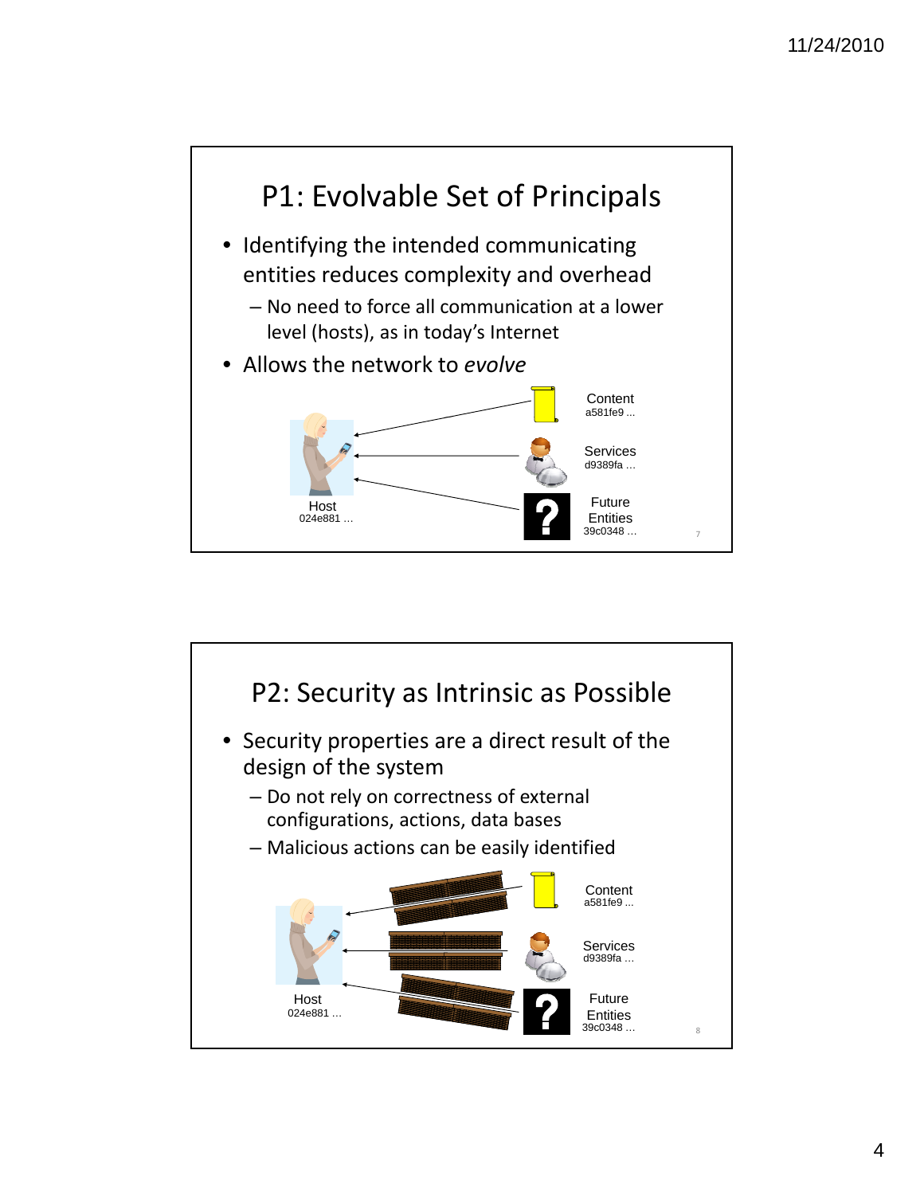## P1: Evolvable Set of Principals

- Identifying the intended communicating entities reduces complexity and overhead
  - No need to force all communication at a lower level (hosts), as in today's Internet
- Allows the network to *evolve*

Host
024e881 …

Content
a581fe9 …

Services
d9389fa …

Future Entities
39c0348 …

## P2: Security as Intrinsic as Possible

- Security properties are a direct result of the design of the system
  - Do not rely on correctness of external configurations, actions, data bases
  - Malicious actions can be easily identified

Host
024e881 …

Content
a581fe9 …

Services
d9389fa …

Future Entities
39c0348 …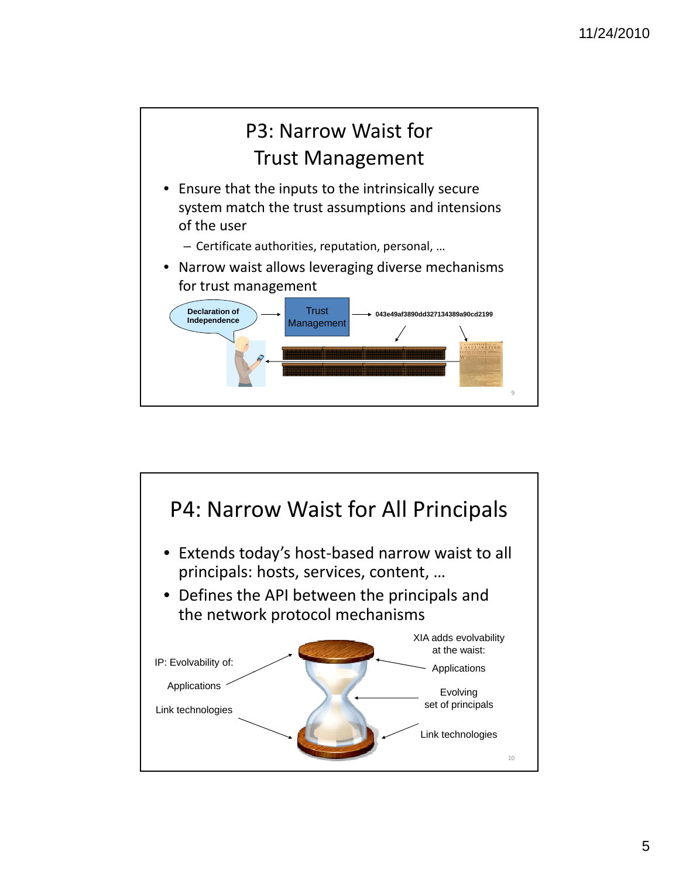## P3: Narrow Waist for Trust Management

- Ensure that the inputs to the intrinsically secure system match the trust assumptions and intensions of the user
  - Certificate authorities, reputation, personal, …
- Narrow waist allows leveraging diverse mechanisms for trust management

Declaration of Independence → Trust Management → 043e49af3890dd327134389a90cd2199

## P4: Narrow Waist for All Principals

- Extends today's host-based narrow waist to all principals: hosts, services, content, …
- Defines the API between the principals and the network protocol mechanisms

IP: Evolvability of:

Applications

Link technologies

XIA adds evolvability at the waist:

Applications

Evolving set of principals

Link technologies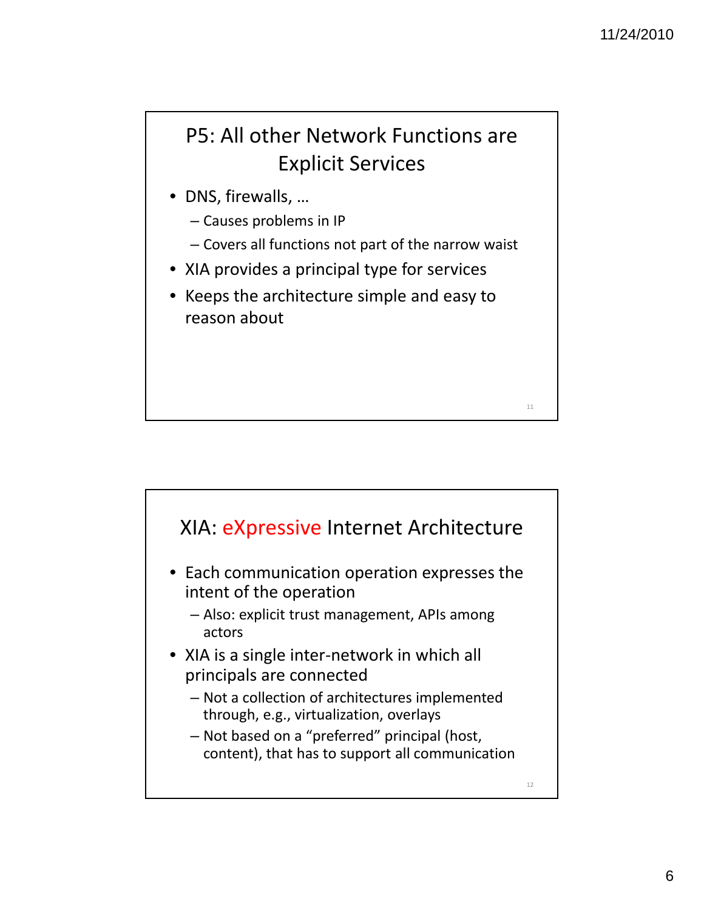## P5: All other Network Functions are Explicit Services

- DNS, firewalls, …
  - Causes problems in IP
  - Covers all functions not part of the narrow waist
- XIA provides a principal type for services
- Keeps the architecture simple and easy to reason about

## XIA: eXpressive Internet Architecture

- Each communication operation expresses the intent of the operation
  - Also: explicit trust management, APIs among actors
- XIA is a single inter-network in which all principals are connected
  - Not a collection of architectures implemented through, e.g., virtualization, overlays
  - Not based on a "preferred" principal (host, content), that has to support all communication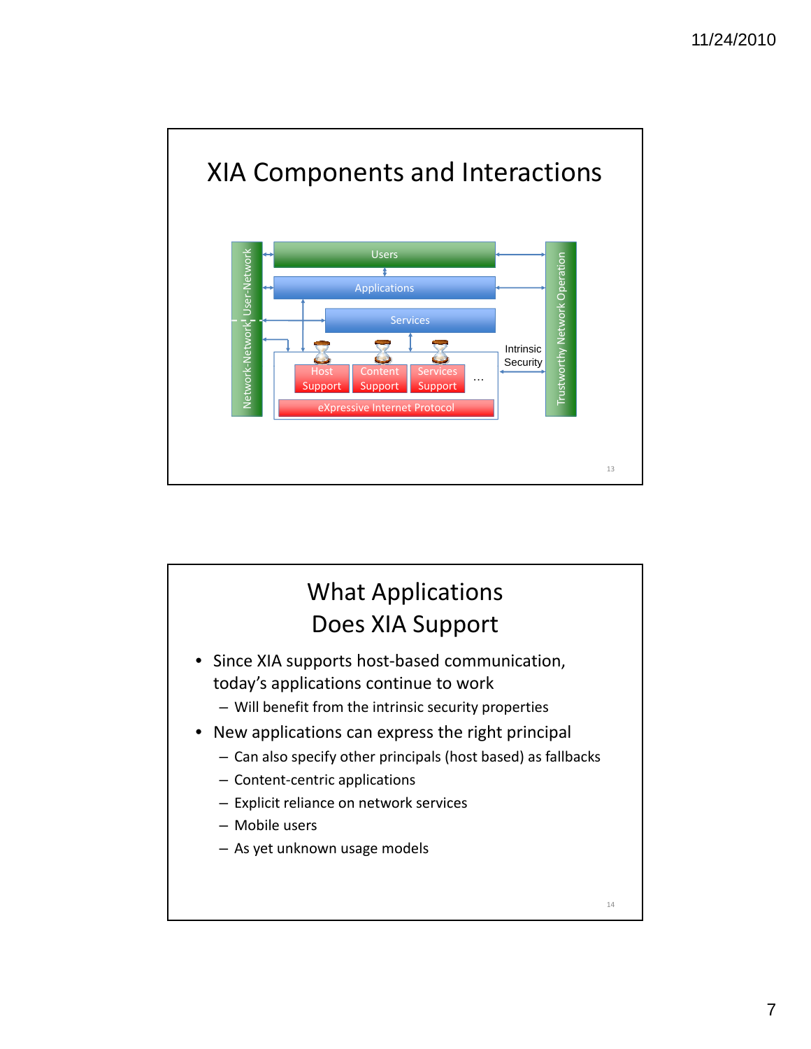## XIA Components and Interactions

Users

Applications

Services

Host Support | Content Support | Services Support | …

eXpressive Internet Protocol

Network-Network, User-Network

Trustworthy Network Operation

Intrinsic Security

## What Applications Does XIA Support

- Since XIA supports host-based communication, today's applications continue to work
  - Will benefit from the intrinsic security properties
- New applications can express the right principal
  - Can also specify other principals (host based) as fallbacks
  - Content-centric applications
  - Explicit reliance on network services
  - Mobile users
  - As yet unknown usage models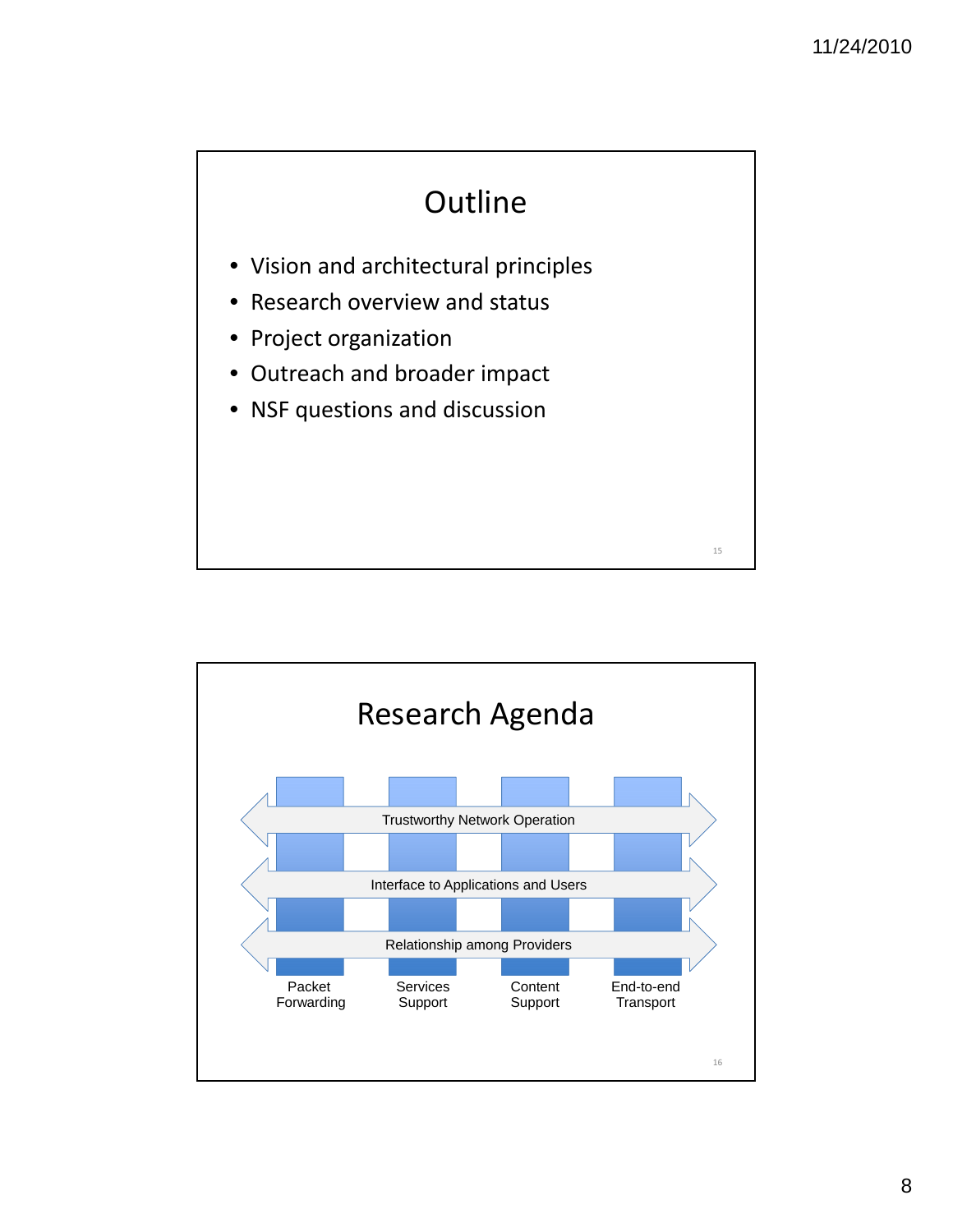## Outline

- Vision and architectural principles
- Research overview and status
- Project organization
- Outreach and broader impact
- NSF questions and discussion

## Research Agenda

Trustworthy Network Operation

Interface to Applications and Users

Relationship among Providers

Packet Forwarding | Services Support | Content Support | End-to-end Transport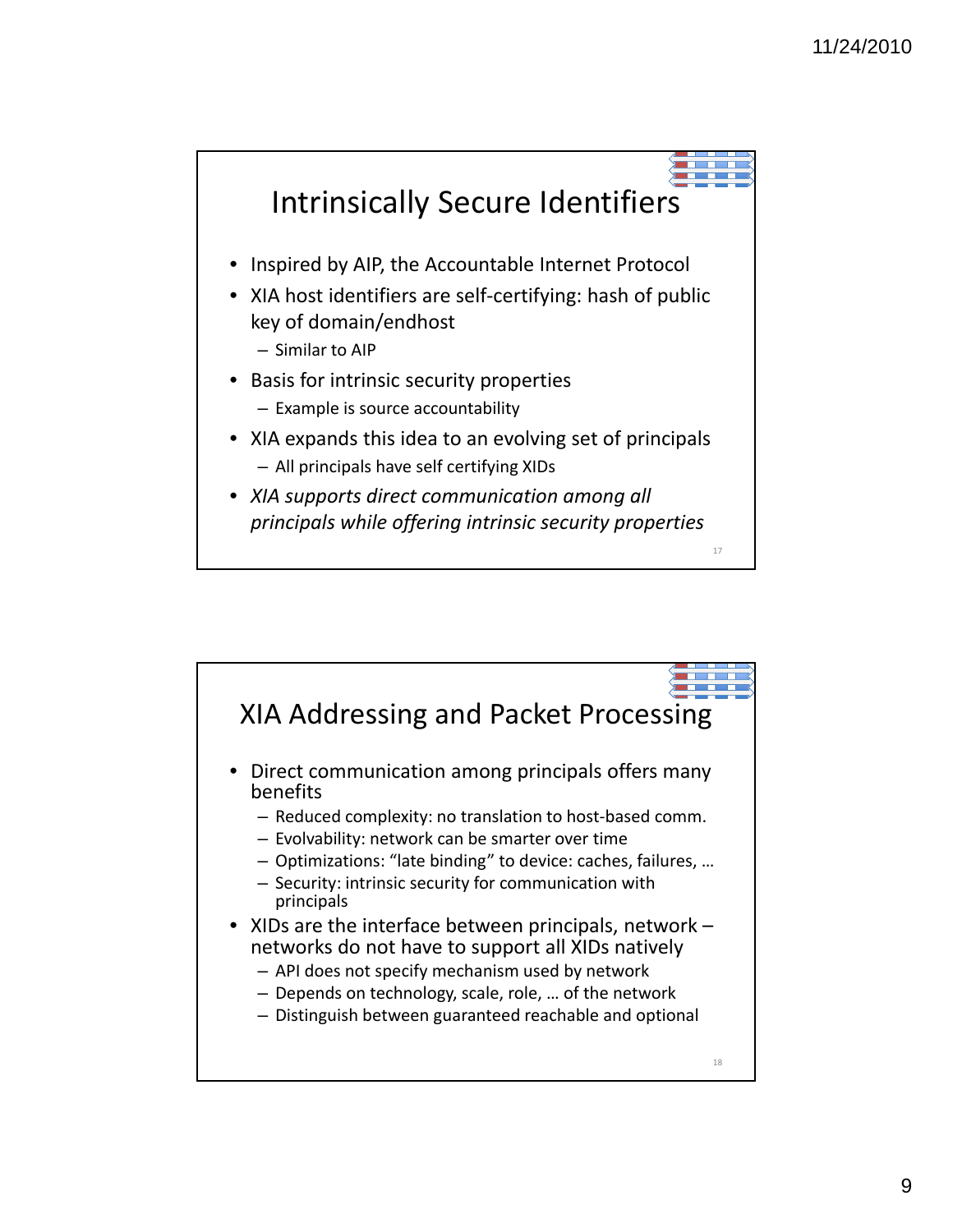## Intrinsically Secure Identifiers

- Inspired by AIP, the Accountable Internet Protocol
- XIA host identifiers are self-certifying: hash of public key of domain/endhost
  - Similar to AIP
- Basis for intrinsic security properties
  - Example is source accountability
- XIA expands this idea to an evolving set of principals
  - All principals have self certifying XIDs
- *XIA supports direct communication among all principals while offering intrinsic security properties*

## XIA Addressing and Packet Processing

- Direct communication among principals offers many benefits
  - Reduced complexity: no translation to host-based comm.
  - Evolvability: network can be smarter over time
  - Optimizations: "late binding" to device: caches, failures, …
  - Security: intrinsic security for communication with principals
- XIDs are the interface between principals, network – networks do not have to support all XIDs natively
  - API does not specify mechanism used by network
  - Depends on technology, scale, role, … of the network
  - Distinguish between guaranteed reachable and optional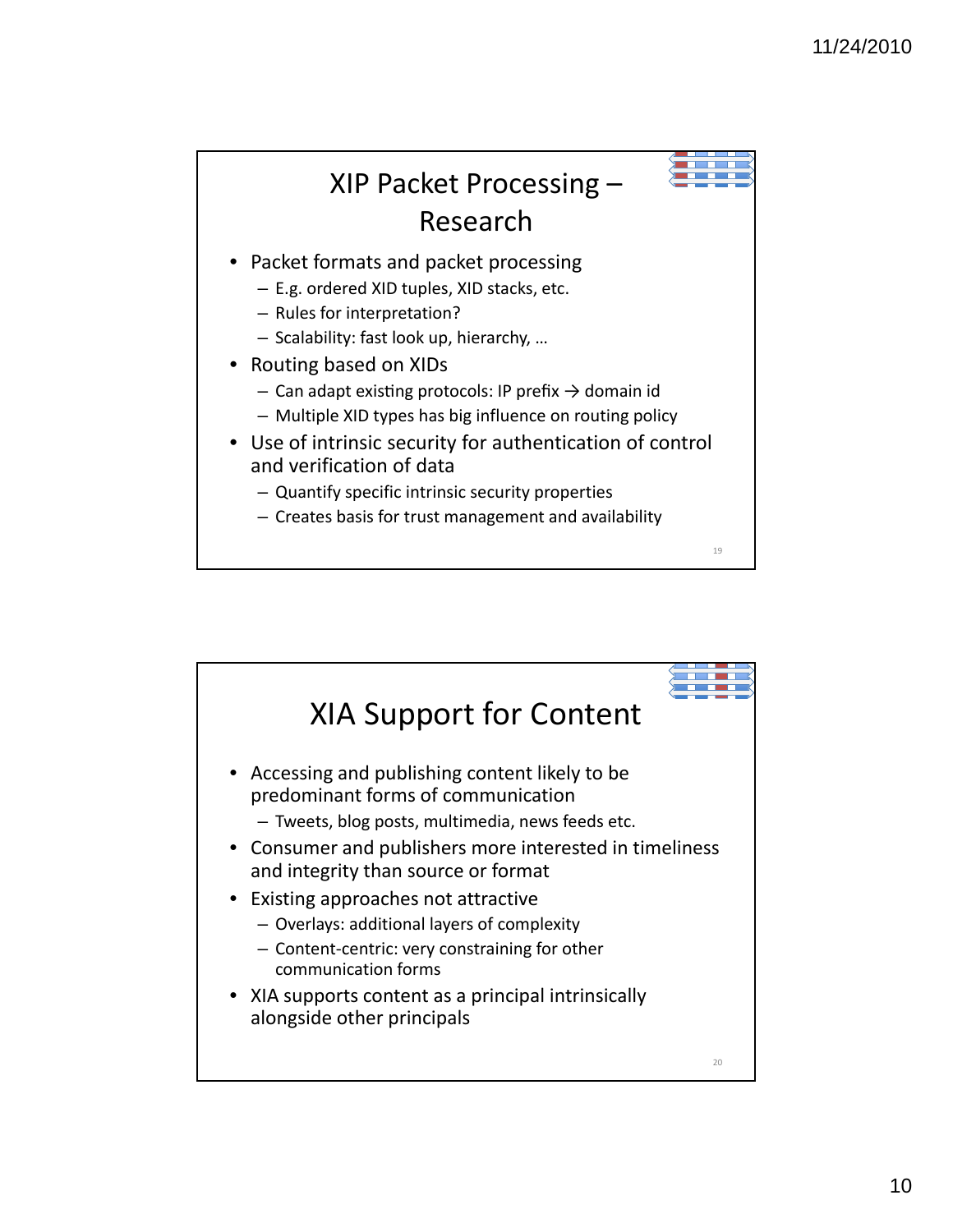## XIP Packet Processing – Research

- Packet formats and packet processing
  - E.g. ordered XID tuples, XID stacks, etc.
  - Rules for interpretation?
  - Scalability: fast look up, hierarchy, …
- Routing based on XIDs
  - Can adapt existing protocols: IP prefix → domain id
  - Multiple XID types has big influence on routing policy
- Use of intrinsic security for authentication of control and verification of data
  - Quantify specific intrinsic security properties
  - Creates basis for trust management and availability

## XIA Support for Content

- Accessing and publishing content likely to be predominant forms of communication
  - Tweets, blog posts, multimedia, news feeds etc.
- Consumer and publishers more interested in timeliness and integrity than source or format
- Existing approaches not attractive
  - Overlays: additional layers of complexity
  - Content-centric: very constraining for other communication forms
- XIA supports content as a principal intrinsically alongside other principals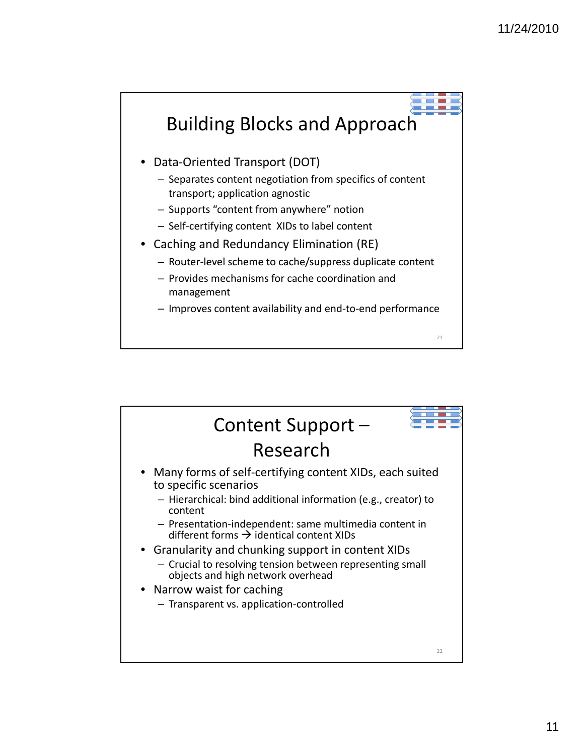# Building Blocks and Approach

- Data-Oriented Transport (DOT)
  - Separates content negotiation from specifics of content transport; application agnostic
  - Supports "content from anywhere" notion
  - Self-certifying content XIDs to label content
- Caching and Redundancy Elimination (RE)
  - Router-level scheme to cache/suppress duplicate content
  - Provides mechanisms for cache coordination and management
  - Improves content availability and end-to-end performance

# Content Support – Research

- Many forms of self-certifying content XIDs, each suited to specific scenarios
  - Hierarchical: bind additional information (e.g., creator) to content
  - Presentation-independent: same multimedia content in different forms → identical content XIDs
- Granularity and chunking support in content XIDs
  - Crucial to resolving tension between representing small objects and high network overhead
- Narrow waist for caching
  - Transparent vs. application-controlled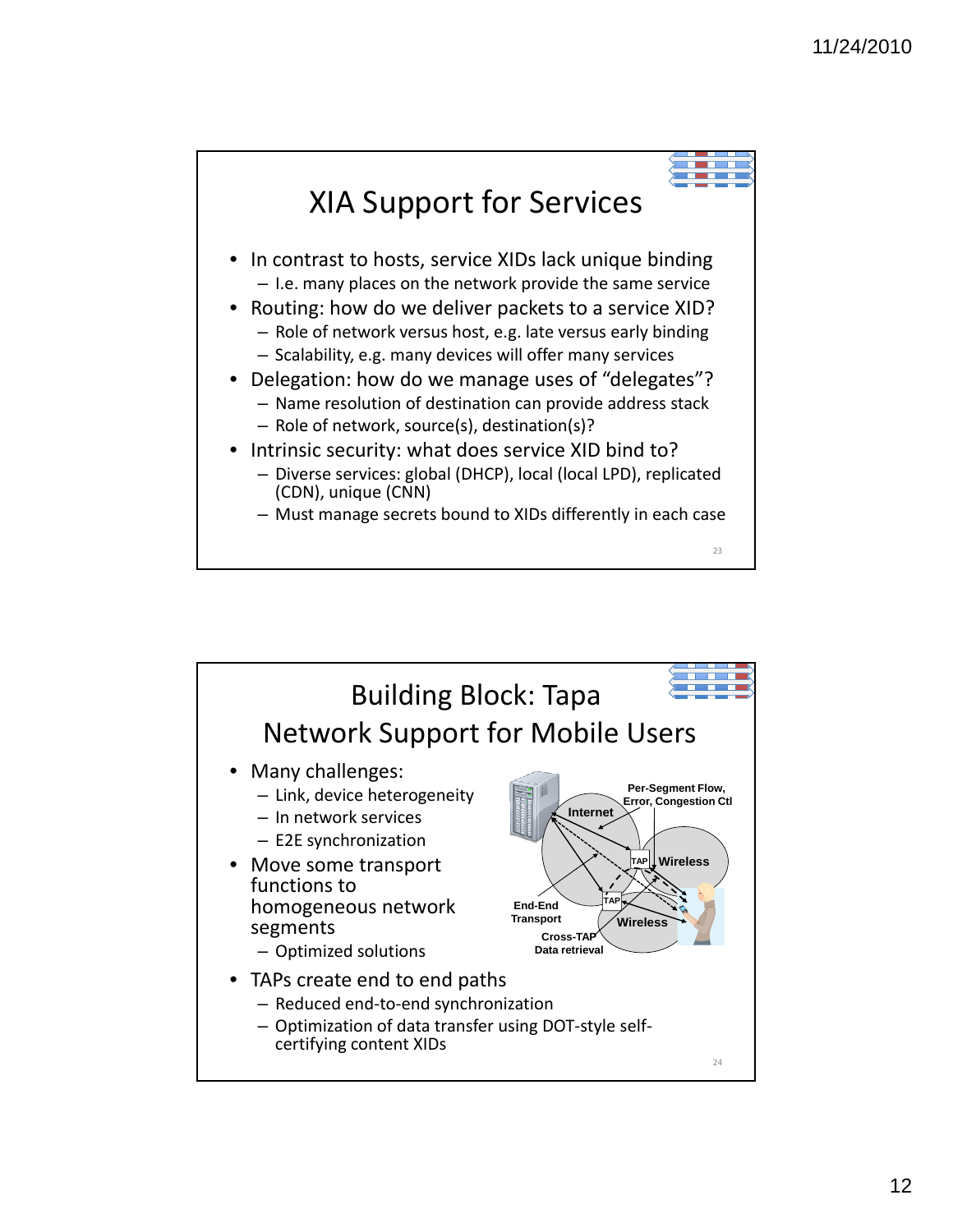## XIA Support for Services

- In contrast to hosts, service XIDs lack unique binding
  - I.e. many places on the network provide the same service
- Routing: how do we deliver packets to a service XID?
  - Role of network versus host, e.g. late versus early binding
  - Scalability, e.g. many devices will offer many services
- Delegation: how do we manage uses of "delegates"?
  - Name resolution of destination can provide address stack
  - Role of network, source(s), destination(s)?
- Intrinsic security: what does service XID bind to?
  - Diverse services: global (DHCP), local (local LPD), replicated (CDN), unique (CNN)
  - Must manage secrets bound to XIDs differently in each case

## Building Block: Tapa Network Support for Mobile Users

- Many challenges:
  - Link, device heterogeneity
  - In network services
  - E2E synchronization
- Move some transport functions to homogeneous network segments
  - Optimized solutions
- TAPs create end to end paths
  - Reduced end-to-end synchronization
  - Optimization of data transfer using DOT-style self-certifying content XIDs

Internet · TAP · Wireless · TAP · Wireless · Per-Segment Flow, Error, Congestion Ctl · End-End Transport · Cross-TAP Data retrieval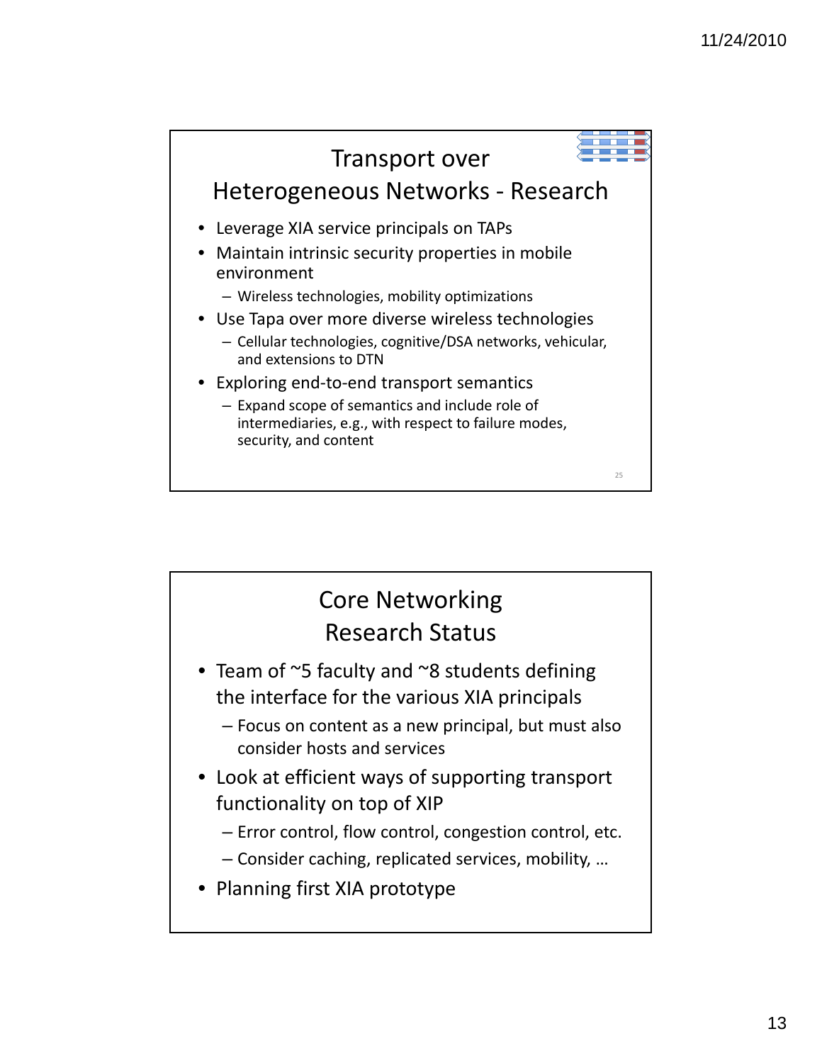## Transport over Heterogeneous Networks - Research

- Leverage XIA service principals on TAPs
- Maintain intrinsic security properties in mobile environment
  - Wireless technologies, mobility optimizations
- Use Tapa over more diverse wireless technologies
  - Cellular technologies, cognitive/DSA networks, vehicular, and extensions to DTN
- Exploring end-to-end transport semantics
  - Expand scope of semantics and include role of intermediaries, e.g., with respect to failure modes, security, and content

## Core Networking Research Status

- Team of ~5 faculty and ~8 students defining the interface for the various XIA principals
  - Focus on content as a new principal, but must also consider hosts and services
- Look at efficient ways of supporting transport functionality on top of XIP
  - Error control, flow control, congestion control, etc.
  - Consider caching, replicated services, mobility, …
- Planning first XIA prototype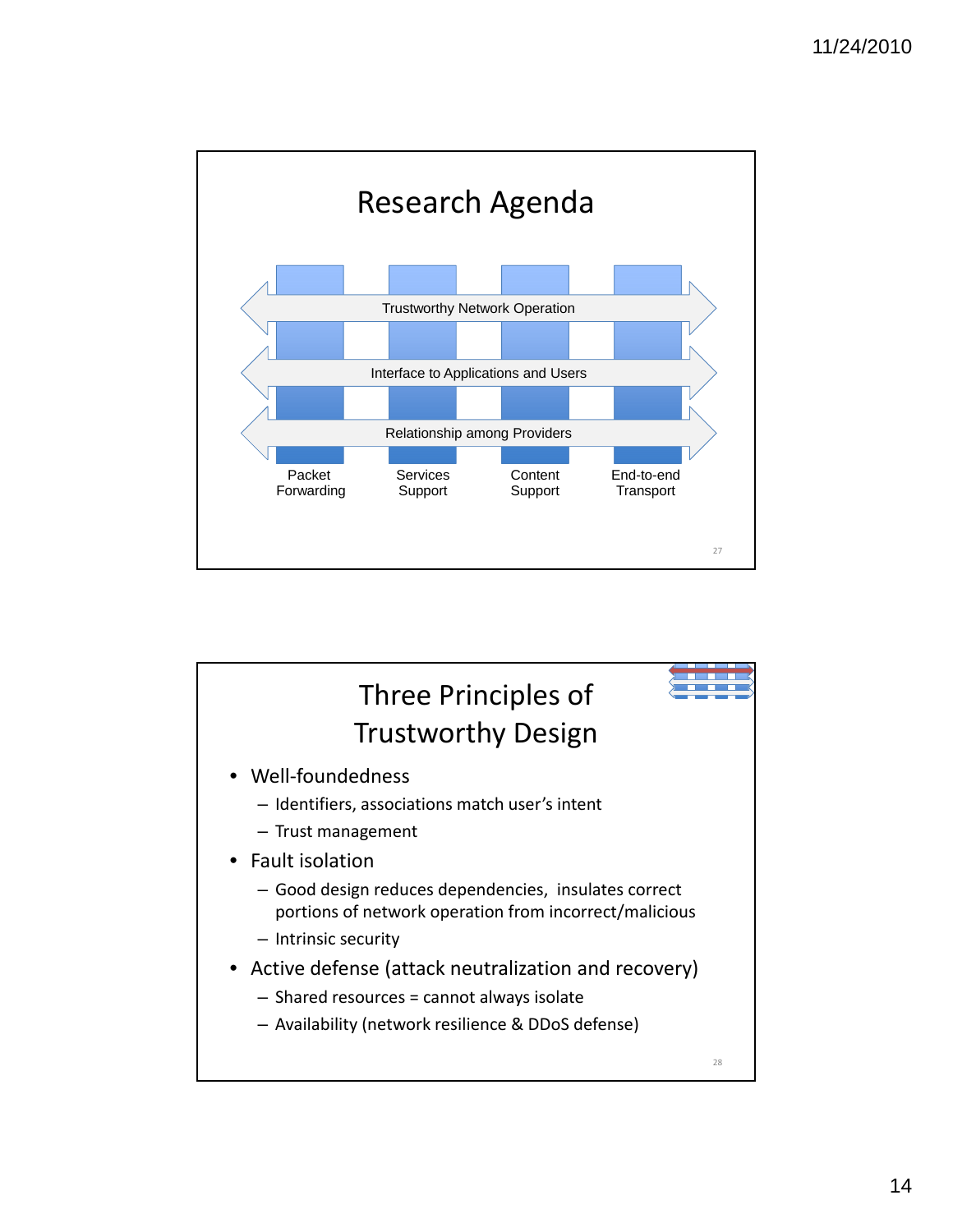# Research Agenda

Trustworthy Network Operation

Interface to Applications and Users

Relationship among Providers

Packet Forwarding | Services Support | Content Support | End-to-end Transport

# Three Principles of Trustworthy Design

- Well-foundedness
  - Identifiers, associations match user's intent
  - Trust management
- Fault isolation
  - Good design reduces dependencies, insulates correct portions of network operation from incorrect/malicious
  - Intrinsic security
- Active defense (attack neutralization and recovery)
  - Shared resources = cannot always isolate
  - Availability (network resilience & DDoS defense)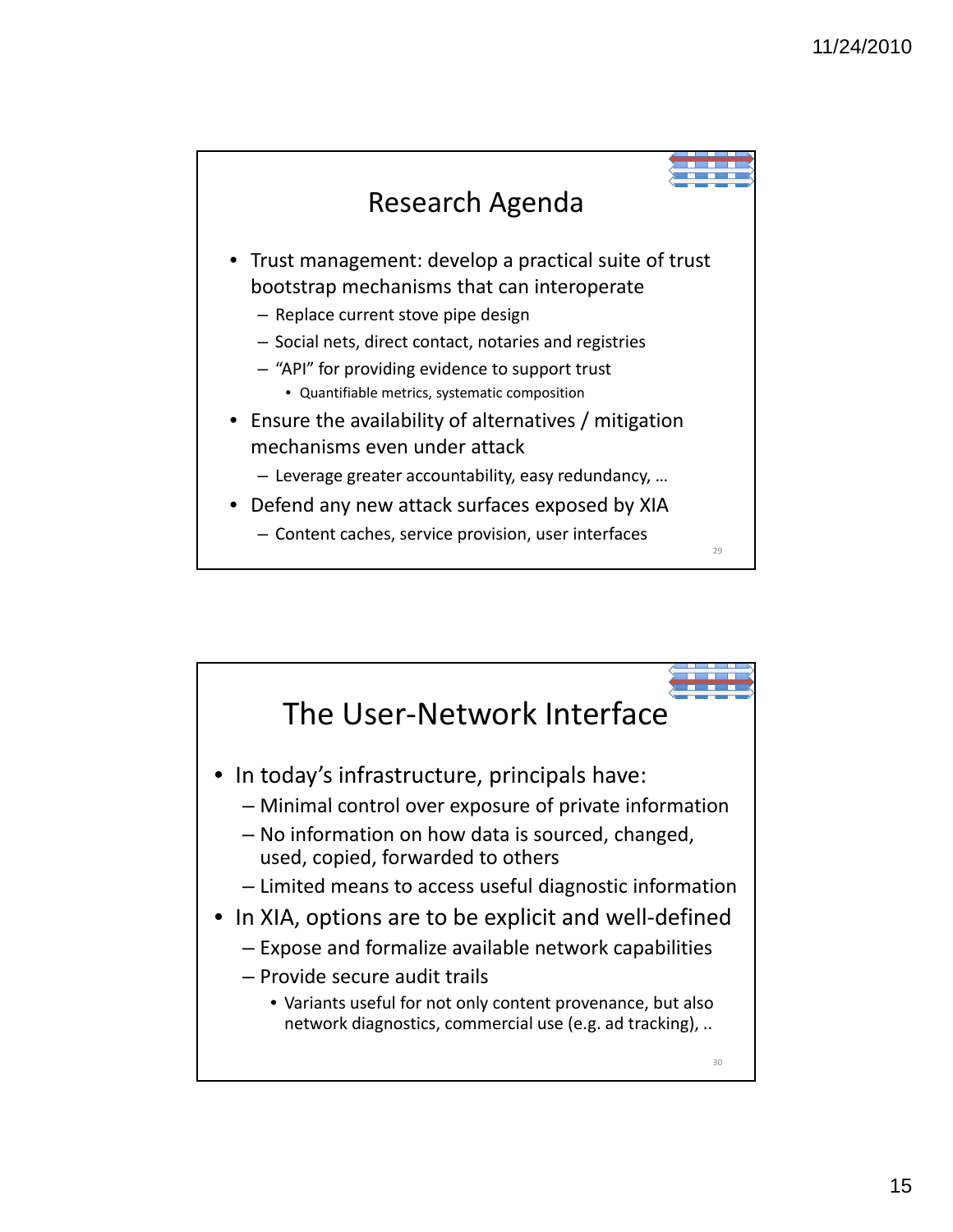## Research Agenda

- Trust management: develop a practical suite of trust bootstrap mechanisms that can interoperate
  - Replace current stove pipe design
  - Social nets, direct contact, notaries and registries
  - "API" for providing evidence to support trust
    - Quantifiable metrics, systematic composition
- Ensure the availability of alternatives / mitigation mechanisms even under attack
  - Leverage greater accountability, easy redundancy, …
- Defend any new attack surfaces exposed by XIA
  - Content caches, service provision, user interfaces

## The User-Network Interface

- In today's infrastructure, principals have:
  - Minimal control over exposure of private information
  - No information on how data is sourced, changed, used, copied, forwarded to others
  - Limited means to access useful diagnostic information
- In XIA, options are to be explicit and well-defined
  - Expose and formalize available network capabilities
  - Provide secure audit trails
    - Variants useful for not only content provenance, but also network diagnostics, commercial use (e.g. ad tracking), ..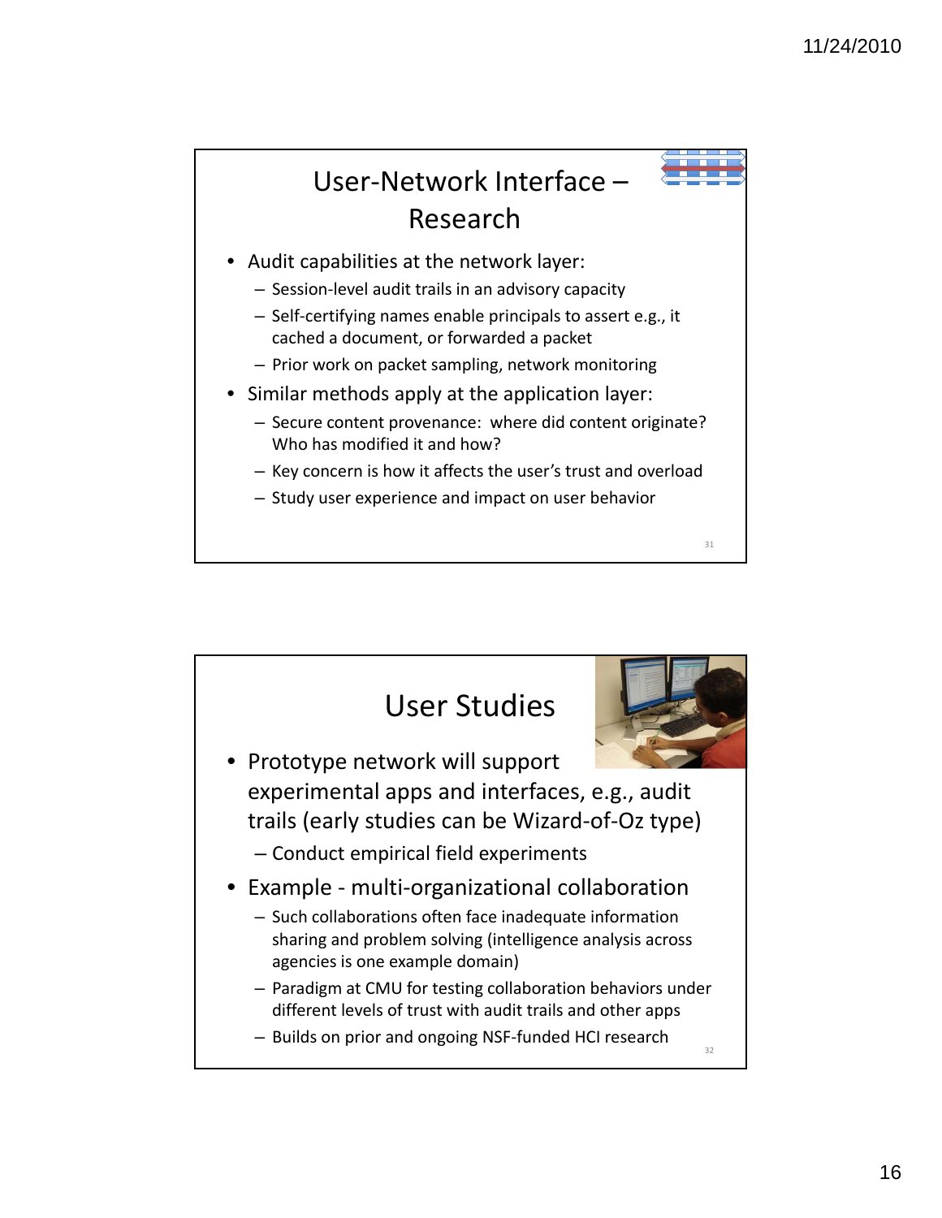## User-Network Interface – Research

- Audit capabilities at the network layer:
  - Session-level audit trails in an advisory capacity
  - Self-certifying names enable principals to assert e.g., it cached a document, or forwarded a packet
  - Prior work on packet sampling, network monitoring
- Similar methods apply at the application layer:
  - Secure content provenance: where did content originate? Who has modified it and how?
  - Key concern is how it affects the user's trust and overload
  - Study user experience and impact on user behavior

## User Studies

- Prototype network will support experimental apps and interfaces, e.g., audit trails (early studies can be Wizard-of-Oz type)
  - Conduct empirical field experiments
- Example - multi-organizational collaboration
  - Such collaborations often face inadequate information sharing and problem solving (intelligence analysis across agencies is one example domain)
  - Paradigm at CMU for testing collaboration behaviors under different levels of trust with audit trails and other apps
  - Builds on prior and ongoing NSF-funded HCI research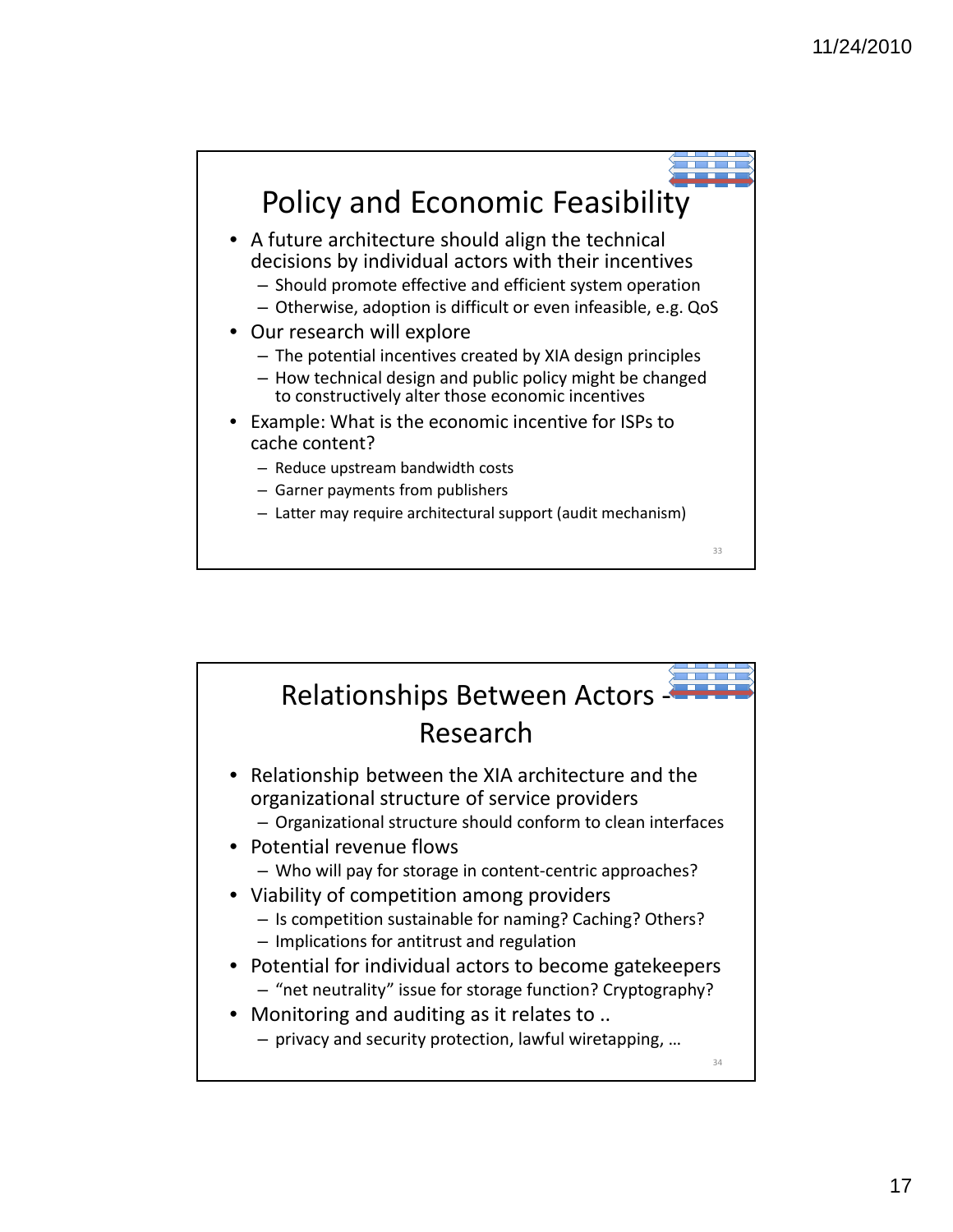## Policy and Economic Feasibility

- A future architecture should align the technical decisions by individual actors with their incentives
  - Should promote effective and efficient system operation
  - Otherwise, adoption is difficult or even infeasible, e.g. QoS
- Our research will explore
  - The potential incentives created by XIA design principles
  - How technical design and public policy might be changed to constructively alter those economic incentives
- Example: What is the economic incentive for ISPs to cache content?
  - Reduce upstream bandwidth costs
  - Garner payments from publishers
  - Latter may require architectural support (audit mechanism)

## Relationships Between Actors - Research

- Relationship between the XIA architecture and the organizational structure of service providers
  - Organizational structure should conform to clean interfaces
- Potential revenue flows
  - Who will pay for storage in content-centric approaches?
- Viability of competition among providers
  - Is competition sustainable for naming? Caching? Others?
  - Implications for antitrust and regulation
- Potential for individual actors to become gatekeepers
  - "net neutrality" issue for storage function? Cryptography?
- Monitoring and auditing as it relates to ..
  - privacy and security protection, lawful wiretapping, …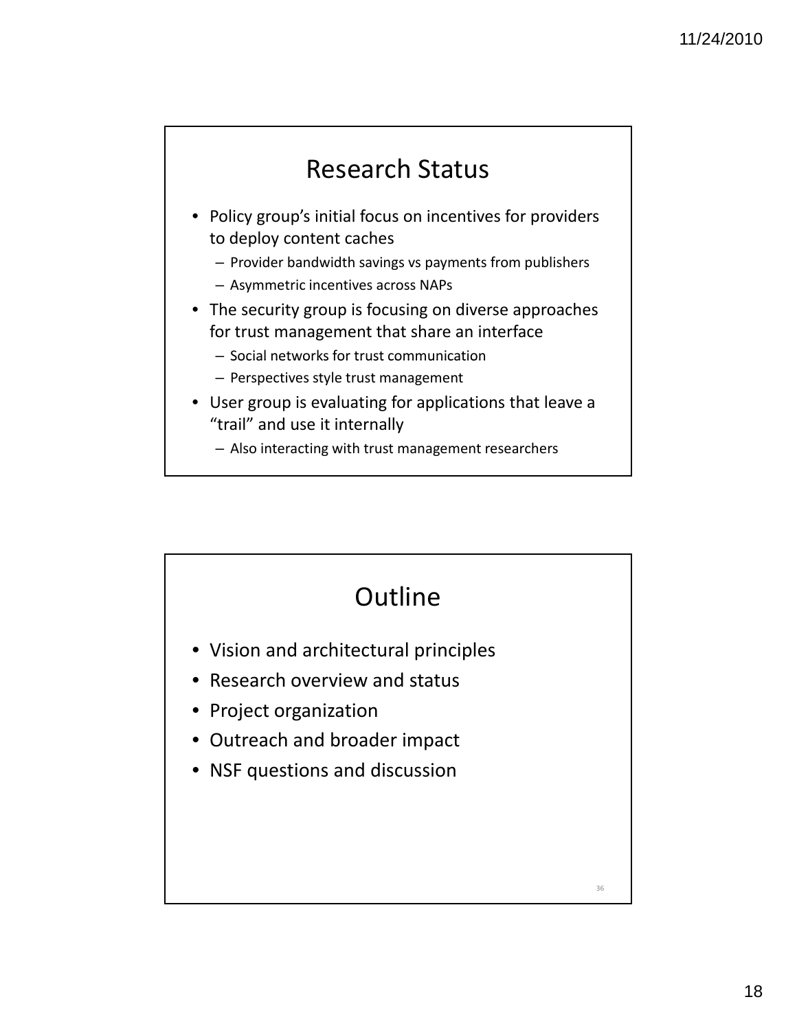## Research Status

- Policy group's initial focus on incentives for providers to deploy content caches
  - Provider bandwidth savings vs payments from publishers
  - Asymmetric incentives across NAPs
- The security group is focusing on diverse approaches for trust management that share an interface
  - Social networks for trust communication
  - Perspectives style trust management
- User group is evaluating for applications that leave a "trail" and use it internally
  - Also interacting with trust management researchers

## Outline

- Vision and architectural principles
- Research overview and status
- Project organization
- Outreach and broader impact
- NSF questions and discussion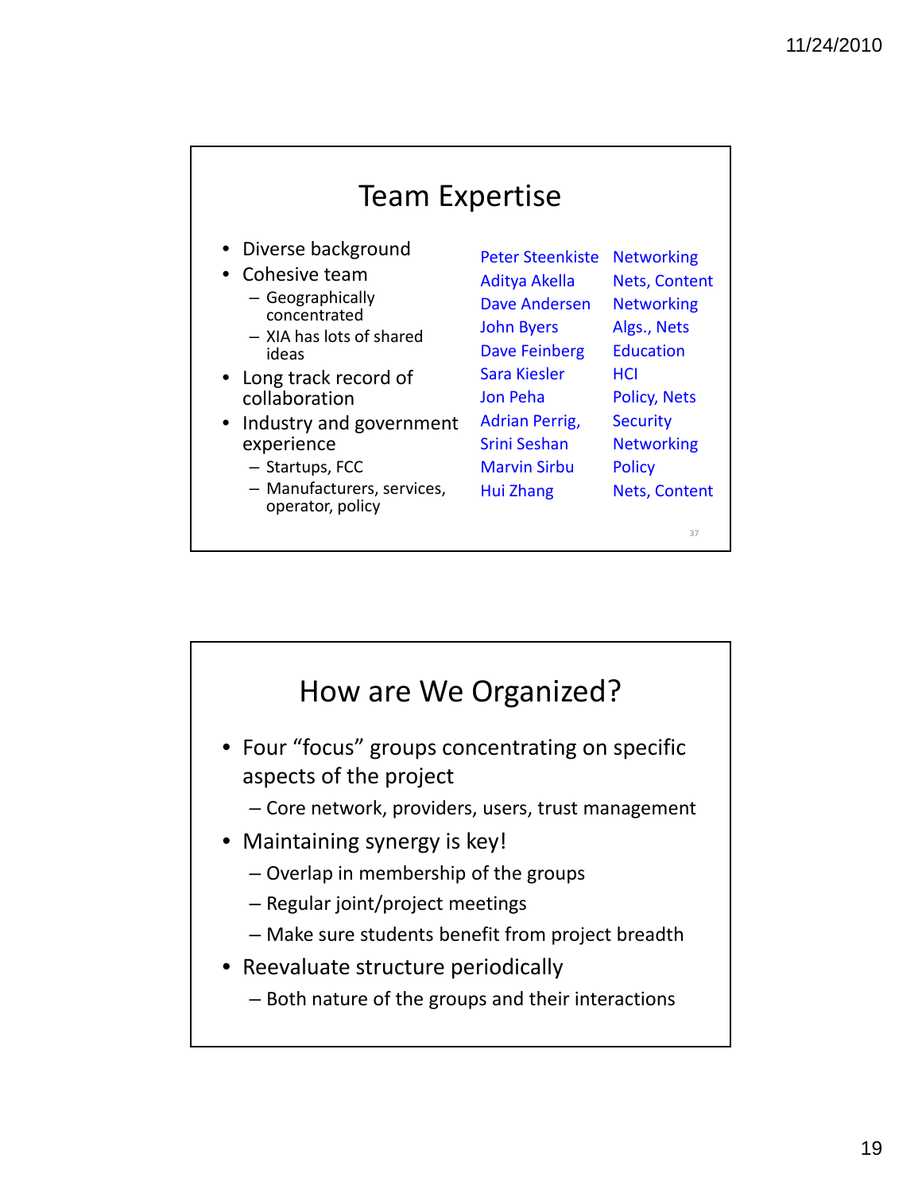# Team Expertise

- Diverse background
- Cohesive team
  - Geographically concentrated
  - XIA has lots of shared ideas
- Long track record of collaboration
- Industry and government experience
  - Startups, FCC
  - Manufacturers, services, operator, policy

| | |
|---|---|
| Peter Steenkiste | Networking |
| Aditya Akella | Nets, Content |
| Dave Andersen | Networking |
| John Byers | Algs., Nets |
| Dave Feinberg | Education |
| Sara Kiesler | HCI |
| Jon Peha | Policy, Nets |
| Adrian Perrig, | Security |
| Srini Seshan | Networking |
| Marvin Sirbu | Policy |
| Hui Zhang | Nets, Content |

# How are We Organized?

- Four "focus" groups concentrating on specific aspects of the project
  - Core network, providers, users, trust management
- Maintaining synergy is key!
  - Overlap in membership of the groups
  - Regular joint/project meetings
  - Make sure students benefit from project breadth
- Reevaluate structure periodically
  - Both nature of the groups and their interactions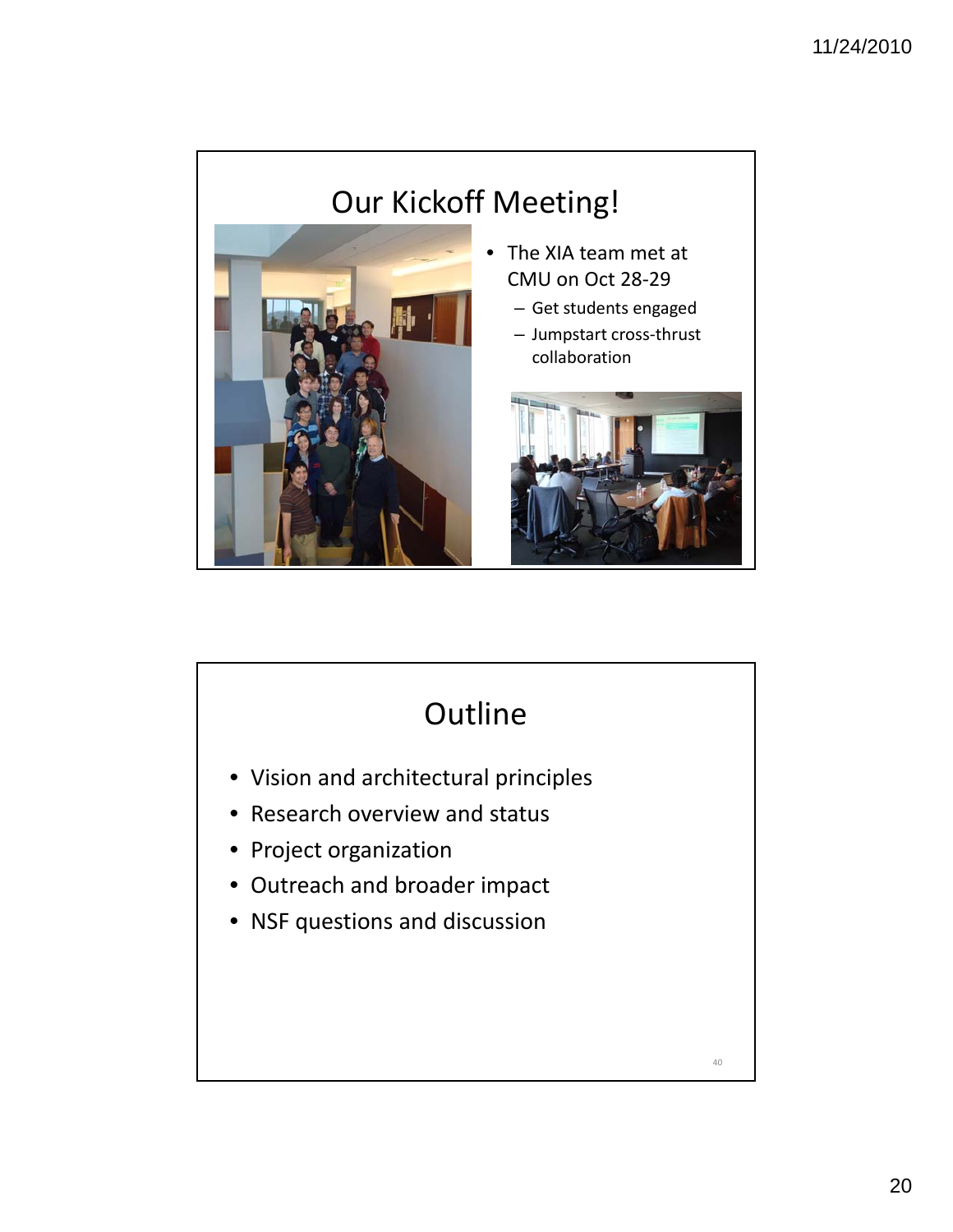## Our Kickoff Meeting!

- The XIA team met at CMU on Oct 28-29
  - Get students engaged
  - Jumpstart cross-thrust collaboration

## Outline

- Vision and architectural principles
- Research overview and status
- Project organization
- Outreach and broader impact
- NSF questions and discussion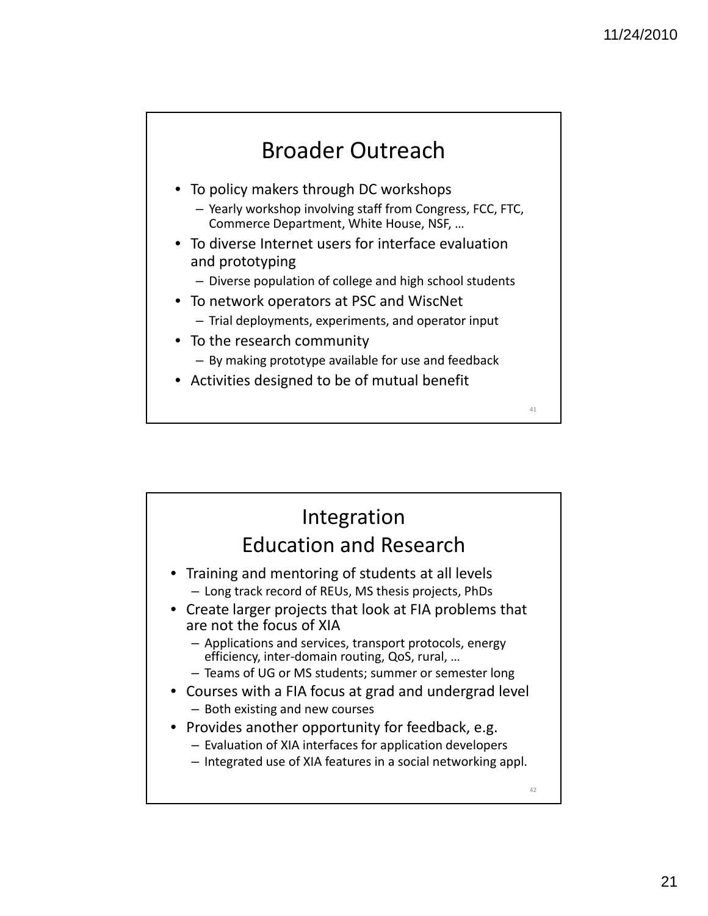## Broader Outreach

- To policy makers through DC workshops
  - Yearly workshop involving staff from Congress, FCC, FTC, Commerce Department, White House, NSF, …
- To diverse Internet users for interface evaluation and prototyping
  - Diverse population of college and high school students
- To network operators at PSC and WiscNet
  - Trial deployments, experiments, and operator input
- To the research community
  - By making prototype available for use and feedback
- Activities designed to be of mutual benefit

## Integration Education and Research

- Training and mentoring of students at all levels
  - Long track record of REUs, MS thesis projects, PhDs
- Create larger projects that look at FIA problems that are not the focus of XIA
  - Applications and services, transport protocols, energy efficiency, inter-domain routing, QoS, rural, …
  - Teams of UG or MS students; summer or semester long
- Courses with a FIA focus at grad and undergrad level
  - Both existing and new courses
- Provides another opportunity for feedback, e.g.
  - Evaluation of XIA interfaces for application developers
  - Integrated use of XIA features in a social networking appl.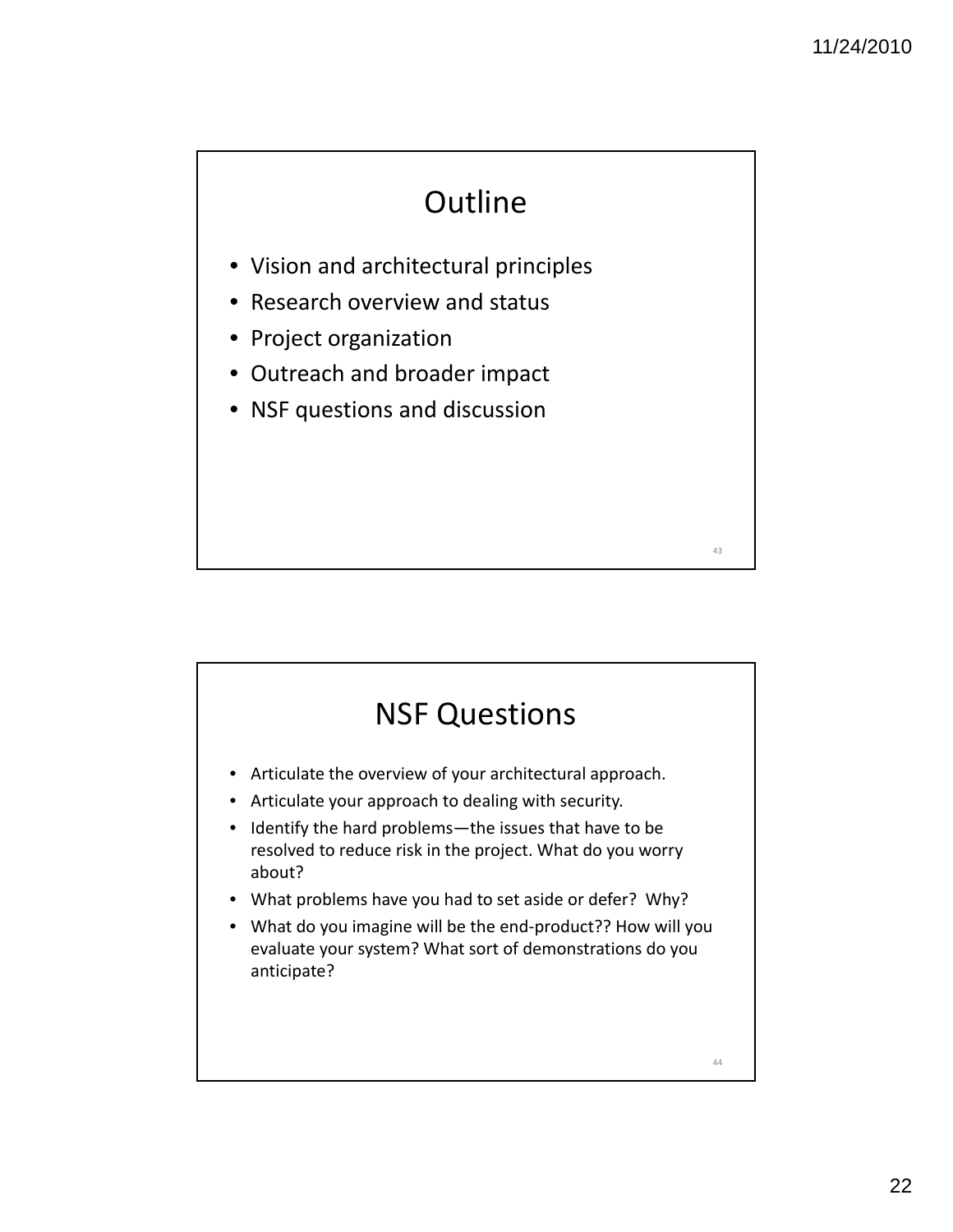# Outline

- Vision and architectural principles
- Research overview and status
- Project organization
- Outreach and broader impact
- NSF questions and discussion

# NSF Questions

- Articulate the overview of your architectural approach.
- Articulate your approach to dealing with security.
- Identify the hard problems—the issues that have to be resolved to reduce risk in the project. What do you worry about?
- What problems have you had to set aside or defer? Why?
- What do you imagine will be the end-product?? How will you evaluate your system? What sort of demonstrations do you anticipate?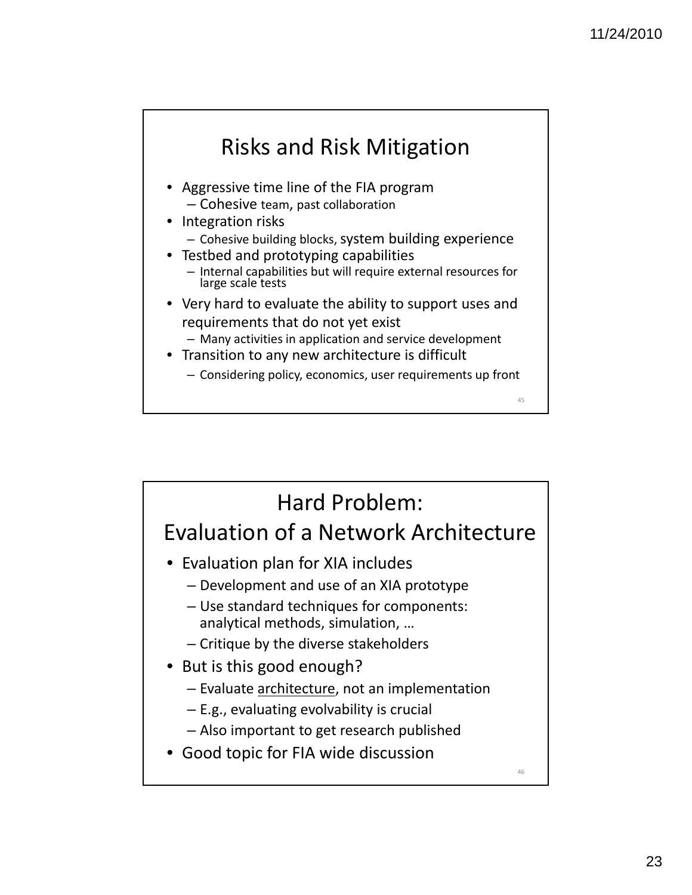## Risks and Risk Mitigation

- Aggressive time line of the FIA program
  - Cohesive team, past collaboration
- Integration risks
  - Cohesive building blocks, system building experience
- Testbed and prototyping capabilities
  - Internal capabilities but will require external resources for large scale tests
- Very hard to evaluate the ability to support uses and requirements that do not yet exist
  - Many activities in application and service development
- Transition to any new architecture is difficult
  - Considering policy, economics, user requirements up front

## Hard Problem: Evaluation of a Network Architecture

- Evaluation plan for XIA includes
  - Development and use of an XIA prototype
  - Use standard techniques for components: analytical methods, simulation, …
  - Critique by the diverse stakeholders
- But is this good enough?
  - Evaluate architecture, not an implementation
  - E.g., evaluating evolvability is crucial
  - Also important to get research published
- Good topic for FIA wide discussion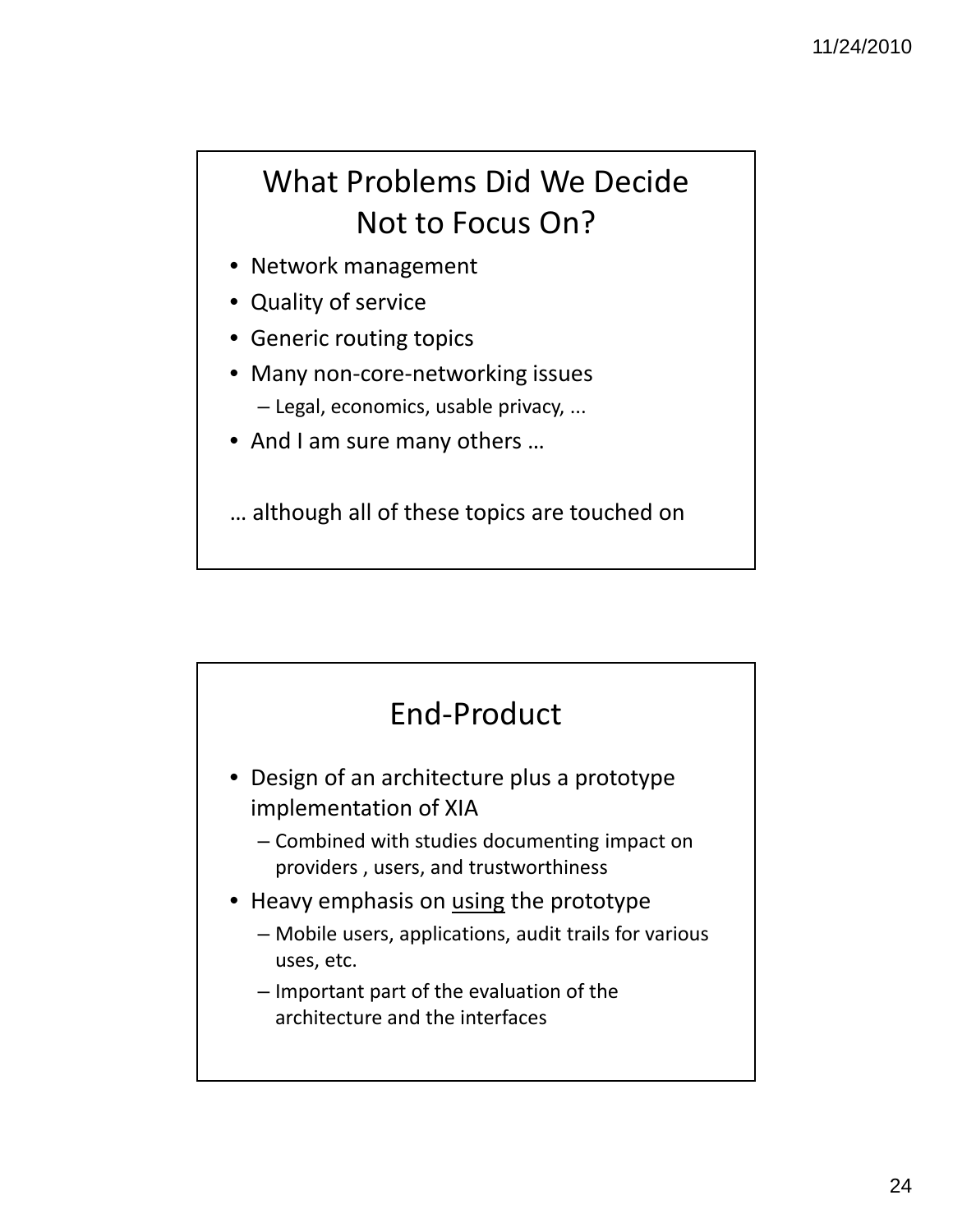## What Problems Did We Decide Not to Focus On?

- Network management
- Quality of service
- Generic routing topics
- Many non-core-networking issues
  - Legal, economics, usable privacy, ...
- And I am sure many others …

… although all of these topics are touched on

## End-Product

- Design of an architecture plus a prototype implementation of XIA
  - Combined with studies documenting impact on providers , users, and trustworthiness
- Heavy emphasis on <u>using</u> the prototype
  - Mobile users, applications, audit trails for various uses, etc.
  - Important part of the evaluation of the architecture and the interfaces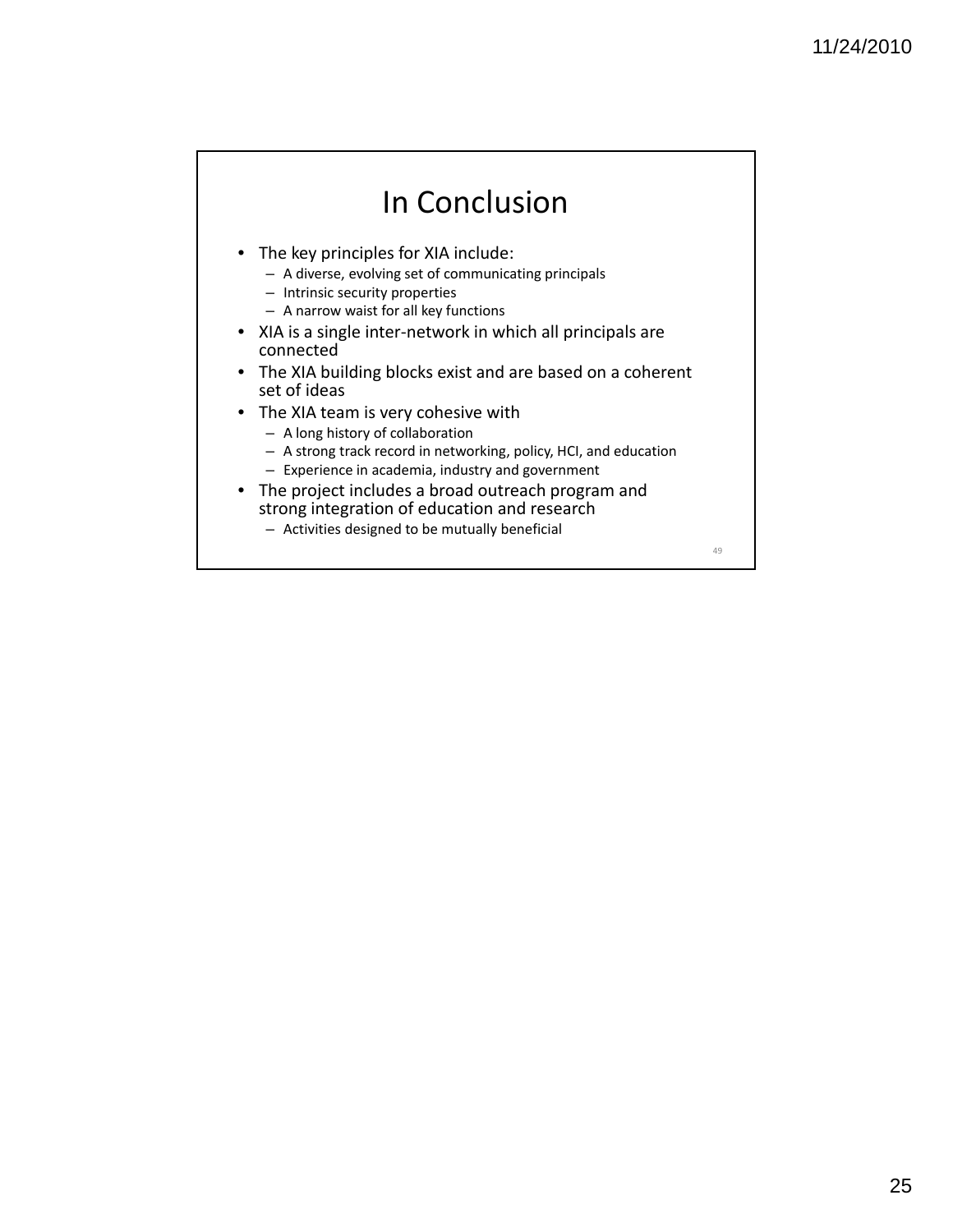# In Conclusion

- The key principles for XIA include:
  - A diverse, evolving set of communicating principals
  - Intrinsic security properties
  - A narrow waist for all key functions
- XIA is a single inter-network in which all principals are connected
- The XIA building blocks exist and are based on a coherent set of ideas
- The XIA team is very cohesive with
  - A long history of collaboration
  - A strong track record in networking, policy, HCI, and education
  - Experience in academia, industry and government
- The project includes a broad outreach program and strong integration of education and research
  - Activities designed to be mutually beneficial